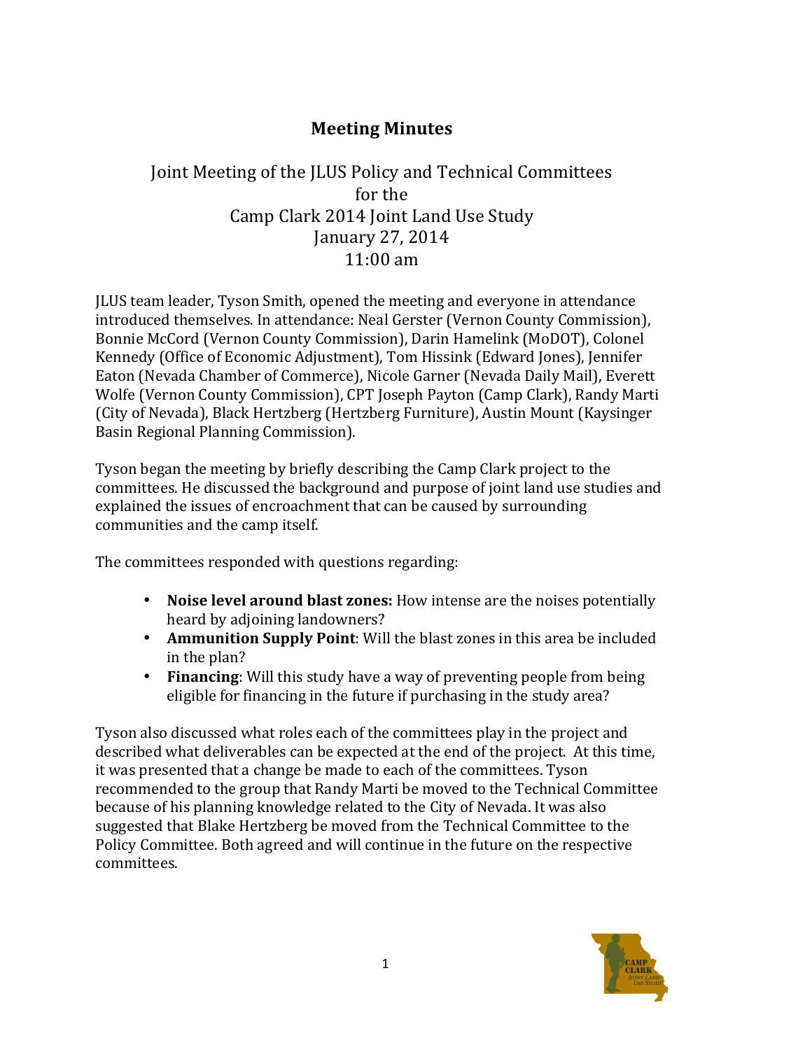# Meeting Minutes

Joint Meeting of the JLUS Policy and Technical Committees
for the
Camp Clark 2014 Joint Land Use Study
January 27, 2014
11:00 am

JLUS team leader, Tyson Smith, opened the meeting and everyone in attendance introduced themselves. In attendance: Neal Gerster (Vernon County Commission), Bonnie McCord (Vernon County Commission), Darin Hamelink (MoDOT), Colonel Kennedy (Office of Economic Adjustment), Tom Hissink (Edward Jones), Jennifer Eaton (Nevada Chamber of Commerce), Nicole Garner (Nevada Daily Mail), Everett Wolfe (Vernon County Commission), CPT Joseph Payton (Camp Clark), Randy Marti (City of Nevada), Black Hertzberg (Hertzberg Furniture), Austin Mount (Kaysinger Basin Regional Planning Commission).

Tyson began the meeting by briefly describing the Camp Clark project to the committees. He discussed the background and purpose of joint land use studies and explained the issues of encroachment that can be caused by surrounding communities and the camp itself.

The committees responded with questions regarding:

- **Noise level around blast zones:** How intense are the noises potentially heard by adjoining landowners?
- **Ammunition Supply Point**: Will the blast zones in this area be included in the plan?
- **Financing**: Will this study have a way of preventing people from being eligible for financing in the future if purchasing in the study area?

Tyson also discussed what roles each of the committees play in the project and described what deliverables can be expected at the end of the project. At this time, it was presented that a change be made to each of the committees. Tyson recommended to the group that Randy Marti be moved to the Technical Committee because of his planning knowledge related to the City of Nevada. It was also suggested that Blake Hertzberg be moved from the Technical Committee to the Policy Committee. Both agreed and will continue in the future on the respective committees.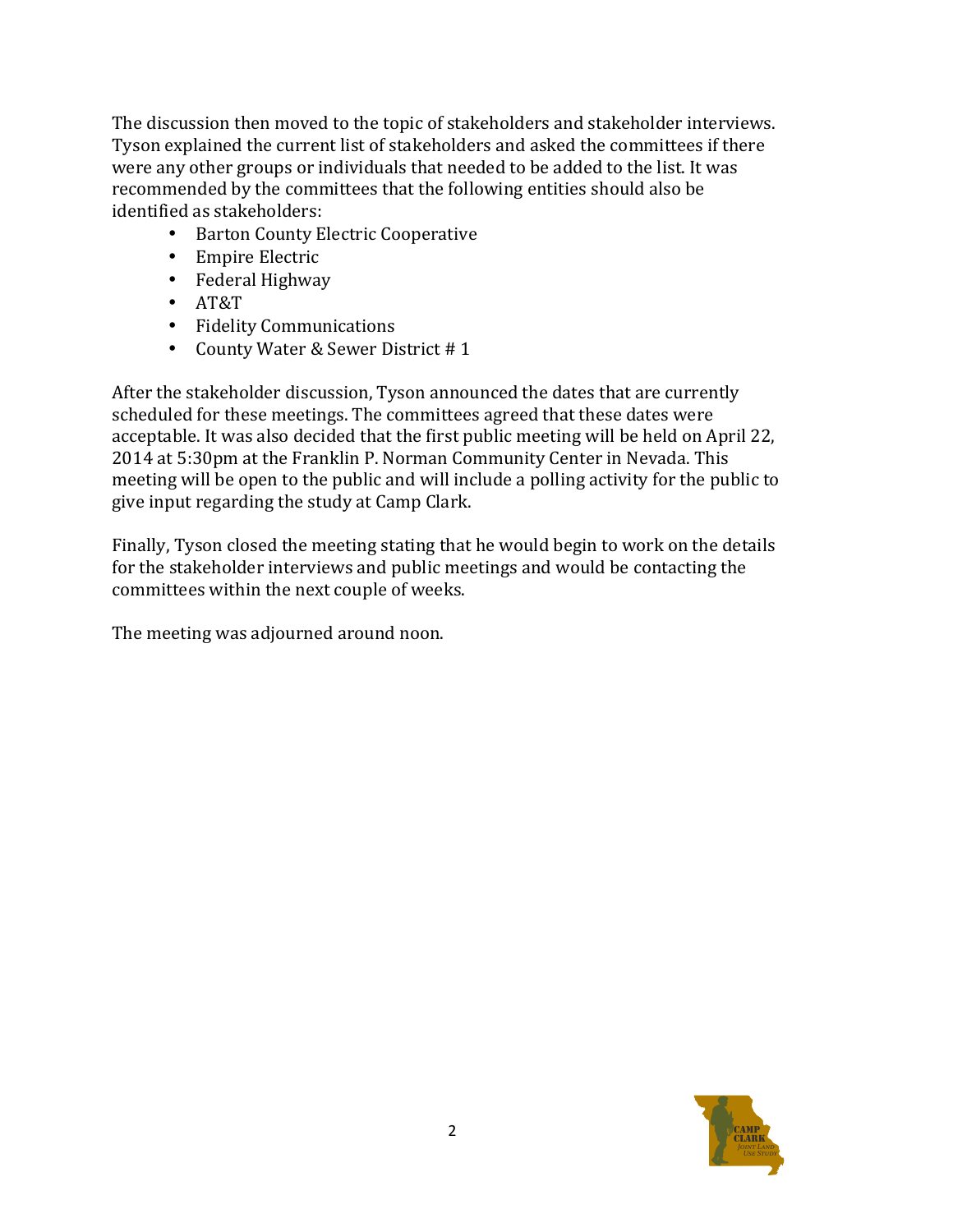The discussion then moved to the topic of stakeholders and stakeholder interviews. Tyson explained the current list of stakeholders and asked the committees if there were any other groups or individuals that needed to be added to the list. It was recommended by the committees that the following entities should also be identified as stakeholders:

- Barton County Electric Cooperative
- Empire Electric
- Federal Highway
- AT&T
- Fidelity Communications
- County Water & Sewer District # 1

After the stakeholder discussion, Tyson announced the dates that are currently scheduled for these meetings. The committees agreed that these dates were acceptable. It was also decided that the first public meeting will be held on April 22, 2014 at 5:30pm at the Franklin P. Norman Community Center in Nevada. This meeting will be open to the public and will include a polling activity for the public to give input regarding the study at Camp Clark.

Finally, Tyson closed the meeting stating that he would begin to work on the details for the stakeholder interviews and public meetings and would be contacting the committees within the next couple of weeks.

The meeting was adjourned around noon.